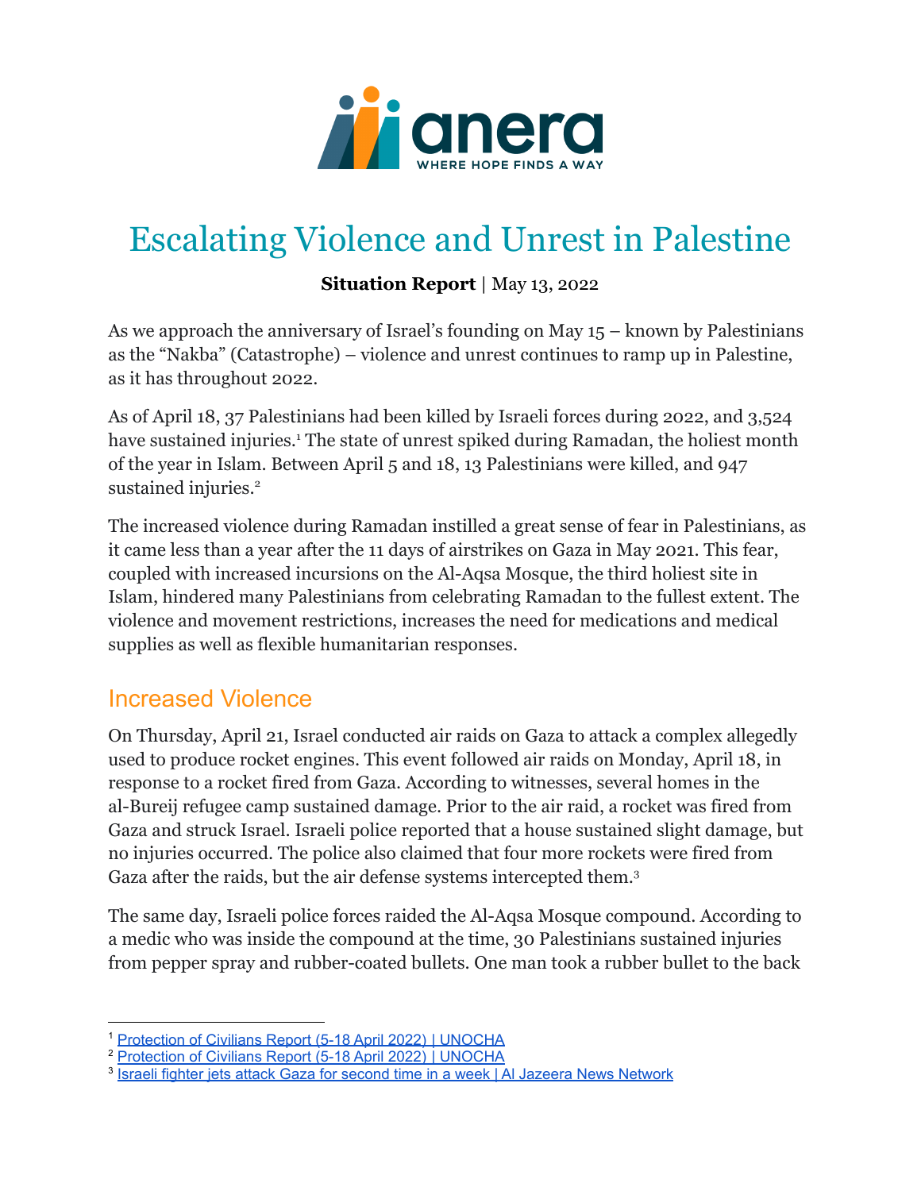# Escalating Violence and Unrest in Palestine

**Situation Report** | May 13, 2022

As we approach the anniversary of Israel's founding on May 15 – known by Palestinians as the "Nakba" (Catastrophe) – violence and unrest continues to ramp up in Palestine, as it has throughout 2022.

As of April 18, 37 Palestinians had been killed by Israeli forces during 2022, and 3,524 have sustained injuries.[1] The state of unrest spiked during Ramadan, the holiest month of the year in Islam. Between April 5 and 18, 13 Palestinians were killed, and 947 sustained injuries.[2]

The increased violence during Ramadan instilled a great sense of fear in Palestinians, as it came less than a year after the 11 days of airstrikes on Gaza in May 2021. This fear, coupled with increased incursions on the Al-Aqsa Mosque, the third holiest site in Islam, hindered many Palestinians from celebrating Ramadan to the fullest extent. The violence and movement restrictions, increases the need for medications and medical supplies as well as flexible humanitarian responses.

## Increased Violence

On Thursday, April 21, Israel conducted air raids on Gaza to attack a complex allegedly used to produce rocket engines. This event followed air raids on Monday, April 18, in response to a rocket fired from Gaza. According to witnesses, several homes in the al-Bureij refugee camp sustained damage. Prior to the air raid, a rocket was fired from Gaza and struck Israel. Israeli police reported that a house sustained slight damage, but no injuries occurred. The police also claimed that four more rockets were fired from Gaza after the raids, but the air defense systems intercepted them.[3]

The same day, Israeli police forces raided the Al-Aqsa Mosque compound. According to a medic who was inside the compound at the time, 30 Palestinians sustained injuries from pepper spray and rubber-coated bullets. One man took a rubber bullet to the back

---

[1] Protection of Civilians Report (5-18 April 2022) | UNOCHA
[2] Protection of Civilians Report (5-18 April 2022) | UNOCHA
[3] Israeli fighter jets attack Gaza for second time in a week | Al Jazeera News Network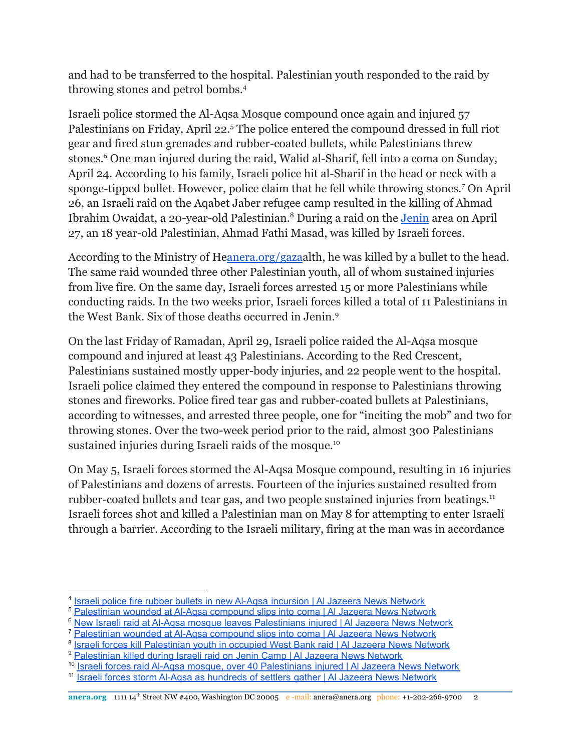and had to be transferred to the hospital. Palestinian youth responded to the raid by throwing stones and petrol bombs.[4]

Israeli police stormed the Al-Aqsa Mosque compound once again and injured 57 Palestinians on Friday, April 22.[5] The police entered the compound dressed in full riot gear and fired stun grenades and rubber-coated bullets, while Palestinians threw stones.[6] One man injured during the raid, Walid al-Sharif, fell into a coma on Sunday, April 24. According to his family, Israeli police hit al-Sharif in the head or neck with a sponge-tipped bullet. However, police claim that he fell while throwing stones.[7] On April 26, an Israeli raid on the Aqabet Jaber refugee camp resulted in the killing of Ahmad Ibrahim Owaidat, a 20-year-old Palestinian.[8] During a raid on the [Jenin](#) area on April 27, an 18 year-old Palestinian, Ahmad Fathi Masad, was killed by Israeli forces.

According to the Ministry of He[anera.org/gaza](#)alth, he was killed by a bullet to the head. The same raid wounded three other Palestinian youth, all of whom sustained injuries from live fire. On the same day, Israeli forces arrested 15 or more Palestinians while conducting raids. In the two weeks prior, Israeli forces killed a total of 11 Palestinians in the West Bank. Six of those deaths occurred in Jenin.[9]

On the last Friday of Ramadan, April 29, Israeli police raided the Al-Aqsa mosque compound and injured at least 43 Palestinians. According to the Red Crescent, Palestinians sustained mostly upper-body injuries, and 22 people went to the hospital. Israeli police claimed they entered the compound in response to Palestinians throwing stones and fireworks. Police fired tear gas and rubber-coated bullets at Palestinians, according to witnesses, and arrested three people, one for "inciting the mob" and two for throwing stones. Over the two-week period prior to the raid, almost 300 Palestinians sustained injuries during Israeli raids of the mosque.[10]

On May 5, Israeli forces stormed the Al-Aqsa Mosque compound, resulting in 16 injuries of Palestinians and dozens of arrests. Fourteen of the injuries sustained resulted from rubber-coated bullets and tear gas, and two people sustained injuries from beatings.[11] Israeli forces shot and killed a Palestinian man on May 8 for attempting to enter Israeli through a barrier. According to the Israeli military, firing at the man was in accordance

---

[4] [Israeli police fire rubber bullets in new Al-Aqsa incursion | Al Jazeera News Network](#)

[5] [Palestinian wounded at Al-Aqsa compound slips into coma | Al Jazeera News Network](#)

[6] [New Israeli raid at Al-Aqsa mosque leaves Palestinians injured | Al Jazeera News Network](#)

[7] [Palestinian wounded at Al-Aqsa compound slips into coma | Al Jazeera News Network](#)

[8] [Israeli forces kill Palestinian youth in occupied West Bank raid | Al Jazeera News Network](#)

[9] [Palestinian killed during Israeli raid on Jenin Camp | Al Jazeera News Network](#)

[10] [Israeli forces raid Al-Aqsa mosque, over 40 Palestinians injured | Al Jazeera News Network](#)

[11] [Israeli forces storm Al-Aqsa as hundreds of settlers gather | Al Jazeera News Network](#)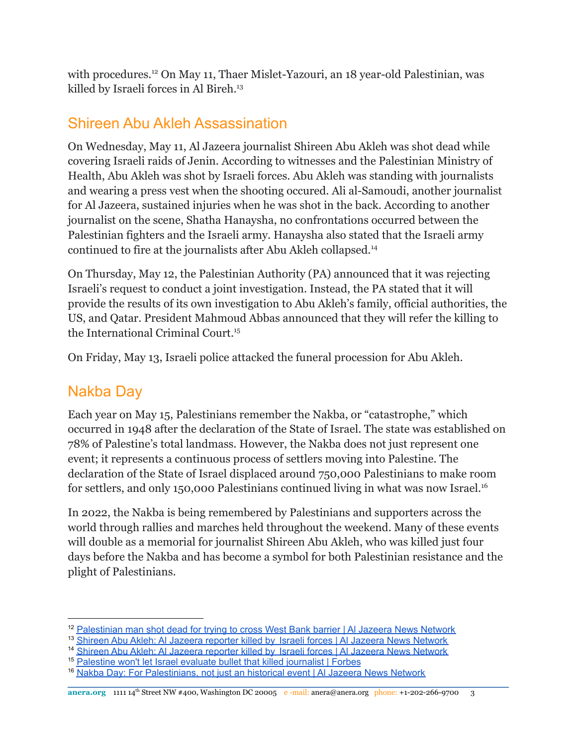with procedures.[12] On May 11, Thaer Mislet-Yazouri, an 18 year-old Palestinian, was killed by Israeli forces in Al Bireh.[13]

## Shireen Abu Akleh Assassination

On Wednesday, May 11, Al Jazeera journalist Shireen Abu Akleh was shot dead while covering Israeli raids of Jenin. According to witnesses and the Palestinian Ministry of Health, Abu Akleh was shot by Israeli forces. Abu Akleh was standing with journalists and wearing a press vest when the shooting occured. Ali al-Samoudi, another journalist for Al Jazeera, sustained injuries when he was shot in the back. According to another journalist on the scene, Shatha Hanaysha, no confrontations occurred between the Palestinian fighters and the Israeli army. Hanaysha also stated that the Israeli army continued to fire at the journalists after Abu Akleh collapsed.[14]

On Thursday, May 12, the Palestinian Authority (PA) announced that it was rejecting Israeli's request to conduct a joint investigation. Instead, the PA stated that it will provide the results of its own investigation to Abu Akleh's family, official authorities, the US, and Qatar. President Mahmoud Abbas announced that they will refer the killing to the International Criminal Court.[15]

On Friday, May 13, Israeli police attacked the funeral procession for Abu Akleh.

## Nakba Day

Each year on May 15, Palestinians remember the Nakba, or "catastrophe," which occurred in 1948 after the declaration of the State of Israel. The state was established on 78% of Palestine's total landmass. However, the Nakba does not just represent one event; it represents a continuous process of settlers moving into Palestine. The declaration of the State of Israel displaced around 750,000 Palestinians to make room for settlers, and only 150,000 Palestinians continued living in what was now Israel.[16]

In 2022, the Nakba is being remembered by Palestinians and supporters across the world through rallies and marches held throughout the weekend. Many of these events will double as a memorial for journalist Shireen Abu Akleh, who was killed just four days before the Nakba and has become a symbol for both Palestinian resistance and the plight of Palestinians.

---

[12] Palestinian man shot dead for trying to cross West Bank barrier | Al Jazeera News Network

[13] Shireen Abu Akleh: Al Jazeera reporter killed by Israeli forces | Al Jazeera News Network

[14] Shireen Abu Akleh: Al Jazeera reporter killed by Israeli forces | Al Jazeera News Network

[15] Palestine won't let Israel evaluate bullet that killed journalist | Forbes

[16] Nakba Day: For Palestinians, not just an historical event | Al Jazeera News Network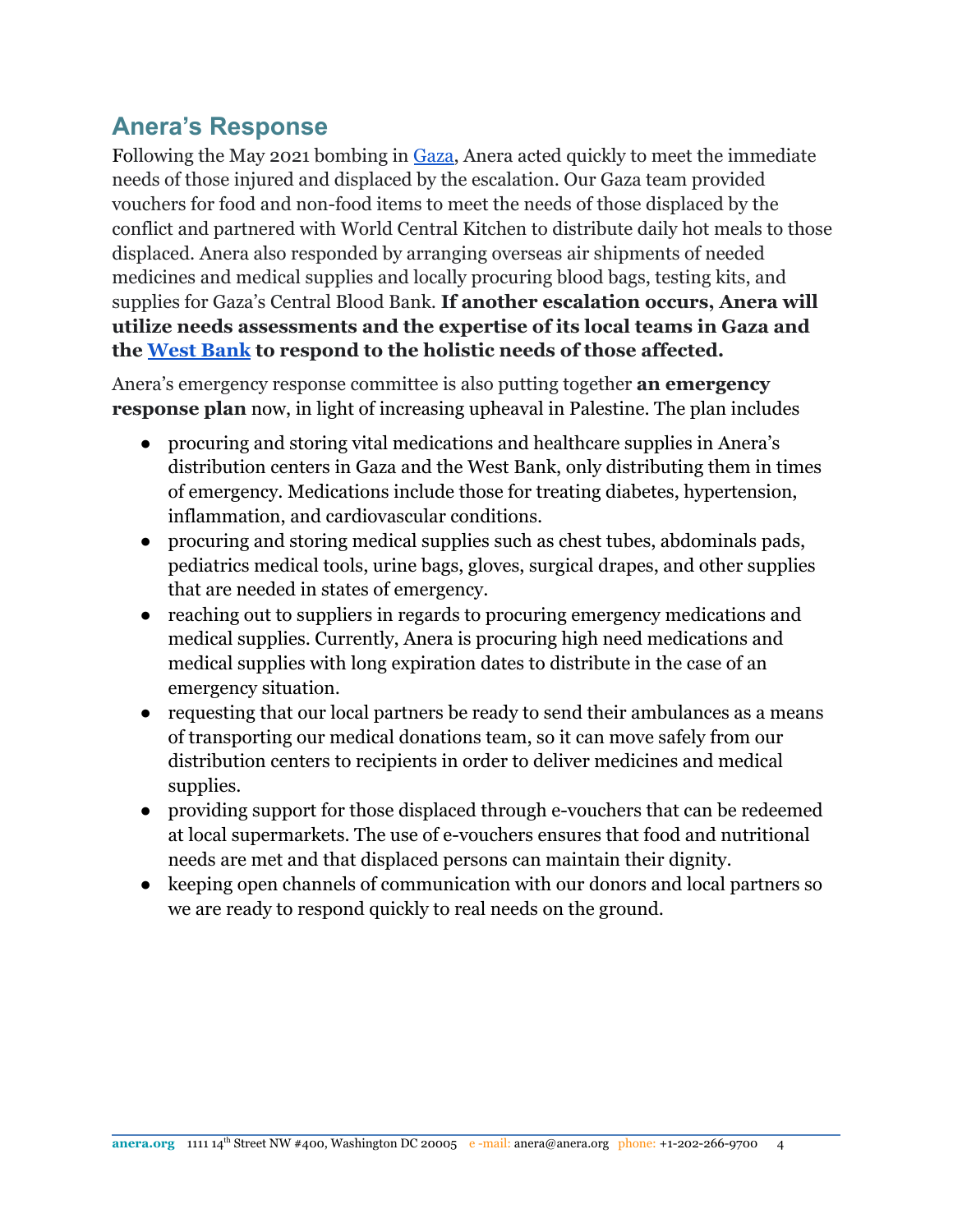## Anera's Response

Following the May 2021 bombing in Gaza, Anera acted quickly to meet the immediate needs of those injured and displaced by the escalation. Our Gaza team provided vouchers for food and non-food items to meet the needs of those displaced by the conflict and partnered with World Central Kitchen to distribute daily hot meals to those displaced. Anera also responded by arranging overseas air shipments of needed medicines and medical supplies and locally procuring blood bags, testing kits, and supplies for Gaza's Central Blood Bank. **If another escalation occurs, Anera will utilize needs assessments and the expertise of its local teams in Gaza and the West Bank to respond to the holistic needs of those affected.**

Anera's emergency response committee is also putting together **an emergency response plan** now, in light of increasing upheaval in Palestine. The plan includes

- procuring and storing vital medications and healthcare supplies in Anera's distribution centers in Gaza and the West Bank, only distributing them in times of emergency. Medications include those for treating diabetes, hypertension, inflammation, and cardiovascular conditions.
- procuring and storing medical supplies such as chest tubes, abdominals pads, pediatrics medical tools, urine bags, gloves, surgical drapes, and other supplies that are needed in states of emergency.
- reaching out to suppliers in regards to procuring emergency medications and medical supplies. Currently, Anera is procuring high need medications and medical supplies with long expiration dates to distribute in the case of an emergency situation.
- requesting that our local partners be ready to send their ambulances as a means of transporting our medical donations team, so it can move safely from our distribution centers to recipients in order to deliver medicines and medical supplies.
- providing support for those displaced through e-vouchers that can be redeemed at local supermarkets. The use of e-vouchers ensures that food and nutritional needs are met and that displaced persons can maintain their dignity.
- keeping open channels of communication with our donors and local partners so we are ready to respond quickly to real needs on the ground.